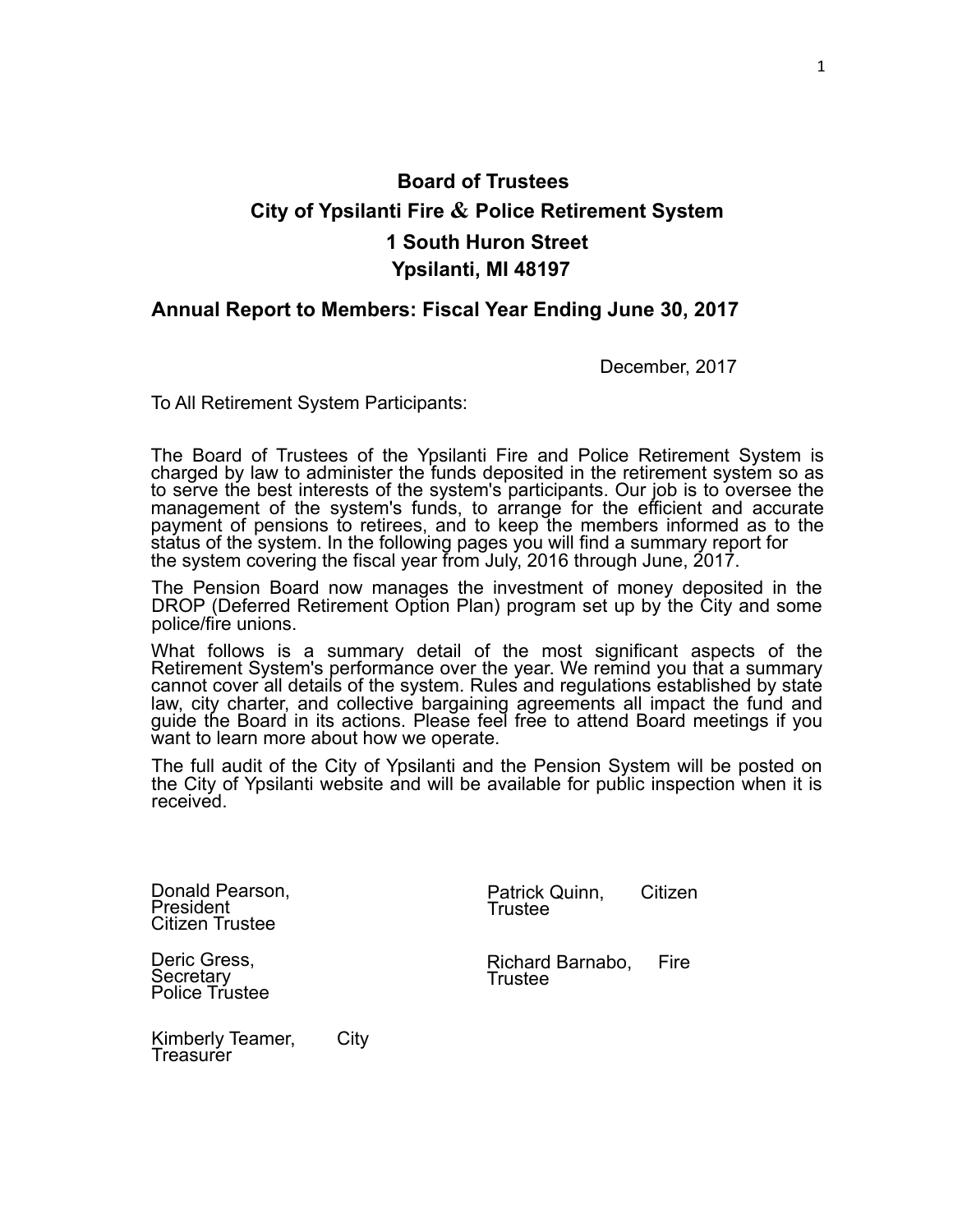# Board of Trustees

## City of Ypsilanti Fire & Police Retirement System

## 1 South Huron Street

## Ypsilanti, MI 48197

### Annual Report to Members: Fiscal Year Ending June 30, 2017

December, 2017

To All Retirement System Participants:

The Board of Trustees of the Ypsilanti Fire and Police Retirement System is charged by law to administer the funds deposited in the retirement system so as to serve the best interests of the system's participants. Our job is to oversee the management of the system's funds, to arrange for the efficient and accurate payment of pensions to retirees, and to keep the members informed as to the status of the system. In the following pages you will find a summary report for the system covering the fiscal year from July, 2016 through June, 2017.

The Pension Board now manages the investment of money deposited in the DROP (Deferred Retirement Option Plan) program set up by the City and some police/fire unions.

What follows is a summary detail of the most significant aspects of the Retirement System's performance over the year. We remind you that a summary cannot cover all details of the system. Rules and regulations established by state law, city charter, and collective bargaining agreements all impact the fund and guide the Board in its actions. Please feel free to attend Board meetings if you want to learn more about how we operate.

The full audit of the City of Ypsilanti and the Pension System will be posted on the City of Ypsilanti website and will be available for public inspection when it is received.

Donald Pearson, President
Citizen Trustee

Patrick Quinn, Citizen Trustee

Deric Gress, Secretary
Police Trustee

Richard Barnabo, Fire Trustee

Kimberly Teamer, City Treasurer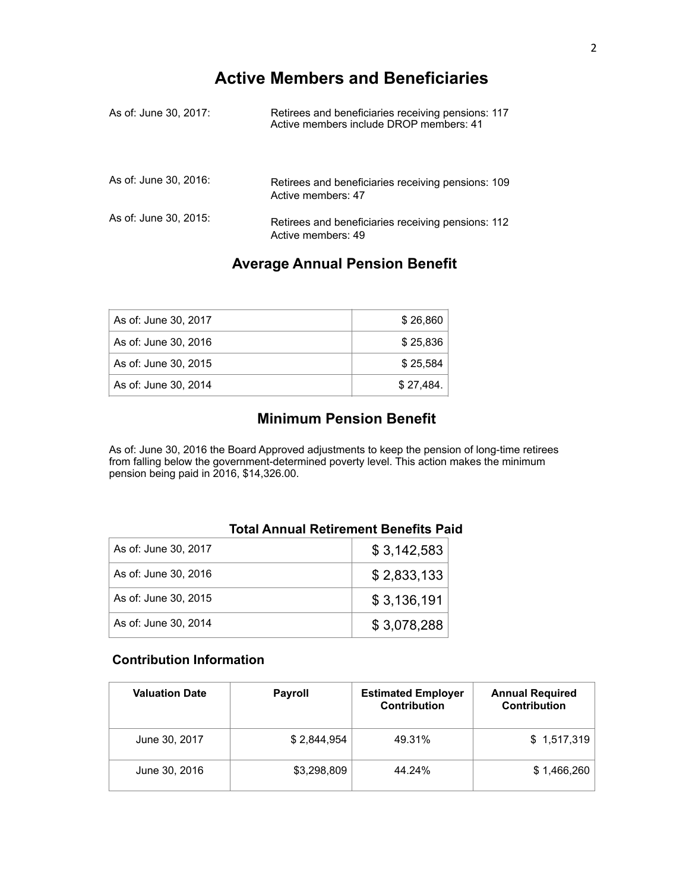# Active Members and Beneficiaries

As of: June 30, 2017: Retirees and beneficiaries receiving pensions: 117
Active members include DROP members: 41

As of: June 30, 2016: Retirees and beneficiaries receiving pensions: 109
Active members: 47

As of: June 30, 2015: Retirees and beneficiaries receiving pensions: 112
Active members: 49

## Average Annual Pension Benefit

| | |
|---|---|
| As of: June 30, 2017 | $ 26,860 |
| As of: June 30, 2016 | $ 25,836 |
| As of: June 30, 2015 | $ 25,584 |
| As of: June 30, 2014 | $ 27,484. |

## Minimum Pension Benefit

As of: June 30, 2016 the Board Approved adjustments to keep the pension of long-time retirees from falling below the government-determined poverty level. This action makes the minimum pension being paid in 2016, $14,326.00.

### Total Annual Retirement Benefits Paid

| | |
|---|---|
| As of: June 30, 2017 | $ 3,142,583 |
| As of: June 30, 2016 | $ 2,833,133 |
| As of: June 30, 2015 | $ 3,136,191 |
| As of: June 30, 2014 | $ 3,078,288 |

### Contribution Information

| Valuation Date | Payroll | Estimated Employer Contribution | Annual Required Contribution |
|---|---|---|---|
| June 30, 2017 | $ 2,844,954 | 49.31% | $ 1,517,319 |
| June 30, 2016 | $3,298,809 | 44.24% | $ 1,466,260 |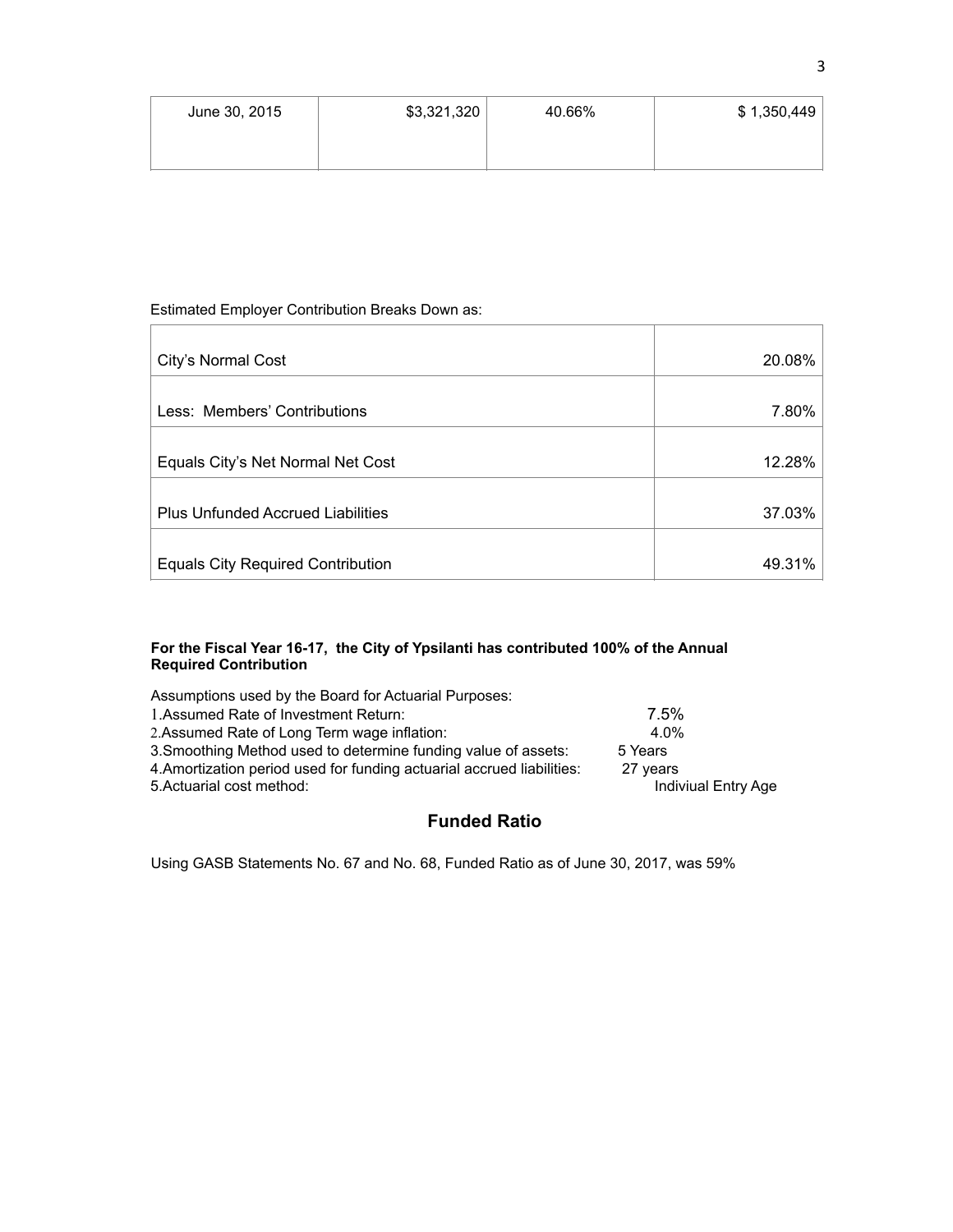| June 30, 2015 | $3,321,320 | 40.66% | $ 1,350,449 |
|---|---|---|---|

Estimated Employer Contribution Breaks Down as:

| | |
|---|---|
| City's Normal Cost | 20.08% |
| Less: Members' Contributions | 7.80% |
| Equals City's Net Normal Net Cost | 12.28% |
| Plus Unfunded Accrued Liabilities | 37.03% |
| Equals City Required Contribution | 49.31% |

**For the Fiscal Year 16-17, the City of Ypsilanti has contributed 100% of the Annual Required Contribution**

Assumptions used by the Board for Actuarial Purposes:

1. Assumed Rate of Investment Return: 7.5%
2. Assumed Rate of Long Term wage inflation: 4.0%
3. Smoothing Method used to determine funding value of assets: 5 Years
4. Amortization period used for funding actuarial accrued liabilities: 27 years
5. Actuarial cost method: Indiviual Entry Age

## Funded Ratio

Using GASB Statements No. 67 and No. 68, Funded Ratio as of June 30, 2017, was 59%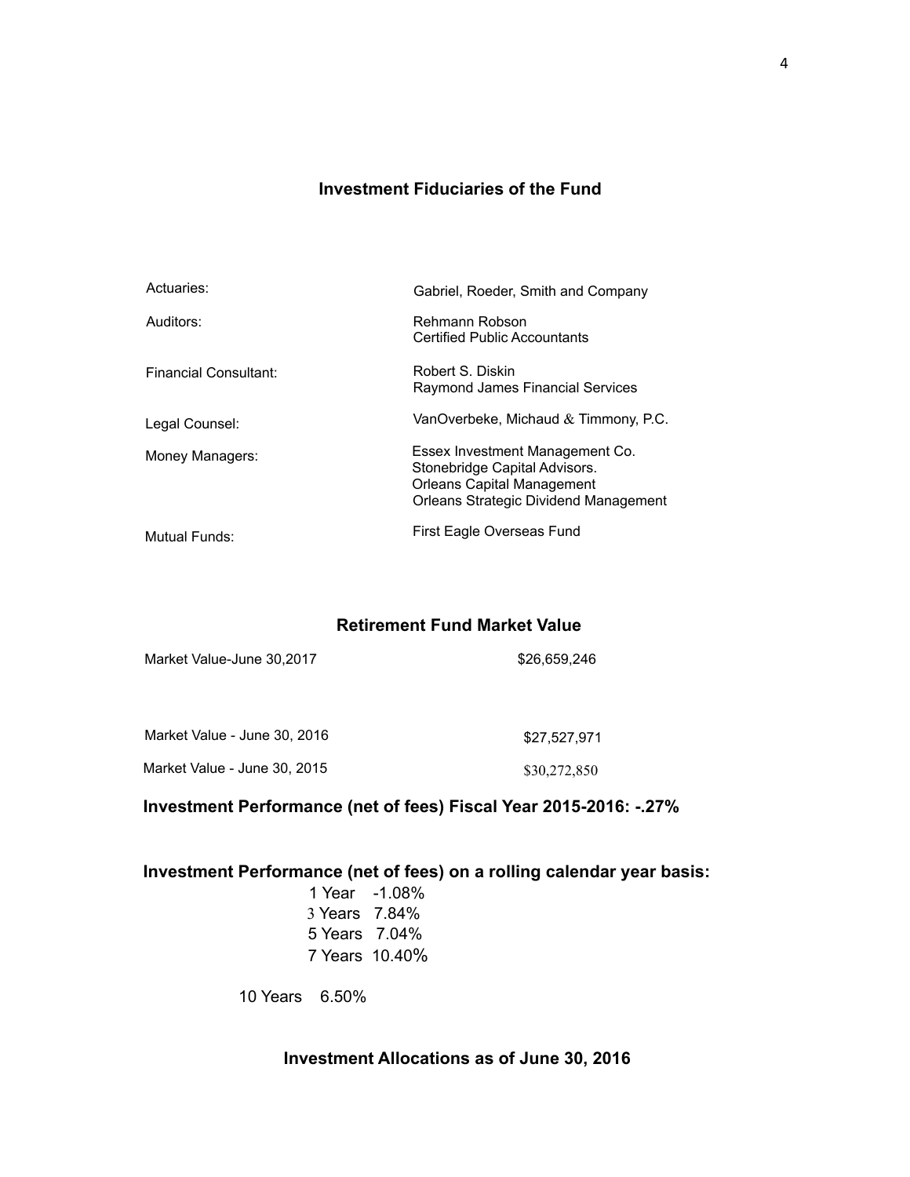## Investment Fiduciaries of the Fund

| | |
|---|---|
| Actuaries: | Gabriel, Roeder, Smith and Company |
| Auditors: | Rehmann Robson<br>Certified Public Accountants |
| Financial Consultant: | Robert S. Diskin<br>Raymond James Financial Services |
| Legal Counsel: | VanOverbeke, Michaud & Timmony, P.C. |
| Money Managers: | Essex Investment Management Co.<br>Stonebridge Capital Advisors.<br>Orleans Capital Management<br>Orleans Strategic Dividend Management |
| Mutual Funds: | First Eagle Overseas Fund |

## Retirement Fund Market Value

| | |
|---|---|
| Market Value-June 30,2017 | $26,659,246 |
| Market Value - June 30, 2016 | $27,527,971 |
| Market Value - June 30, 2015 | $30,272,850 |

**Investment Performance (net of fees) Fiscal Year 2015-2016: -.27%**

**Investment Performance (net of fees) on a rolling calendar year basis:**

| | |
|---|---|
| 1 Year | -1.08% |
| 3 Years | 7.84% |
| 5 Years | 7.04% |
| 7 Years | 10.40% |
| 10 Years | 6.50% |

**Investment Allocations as of June 30, 2016**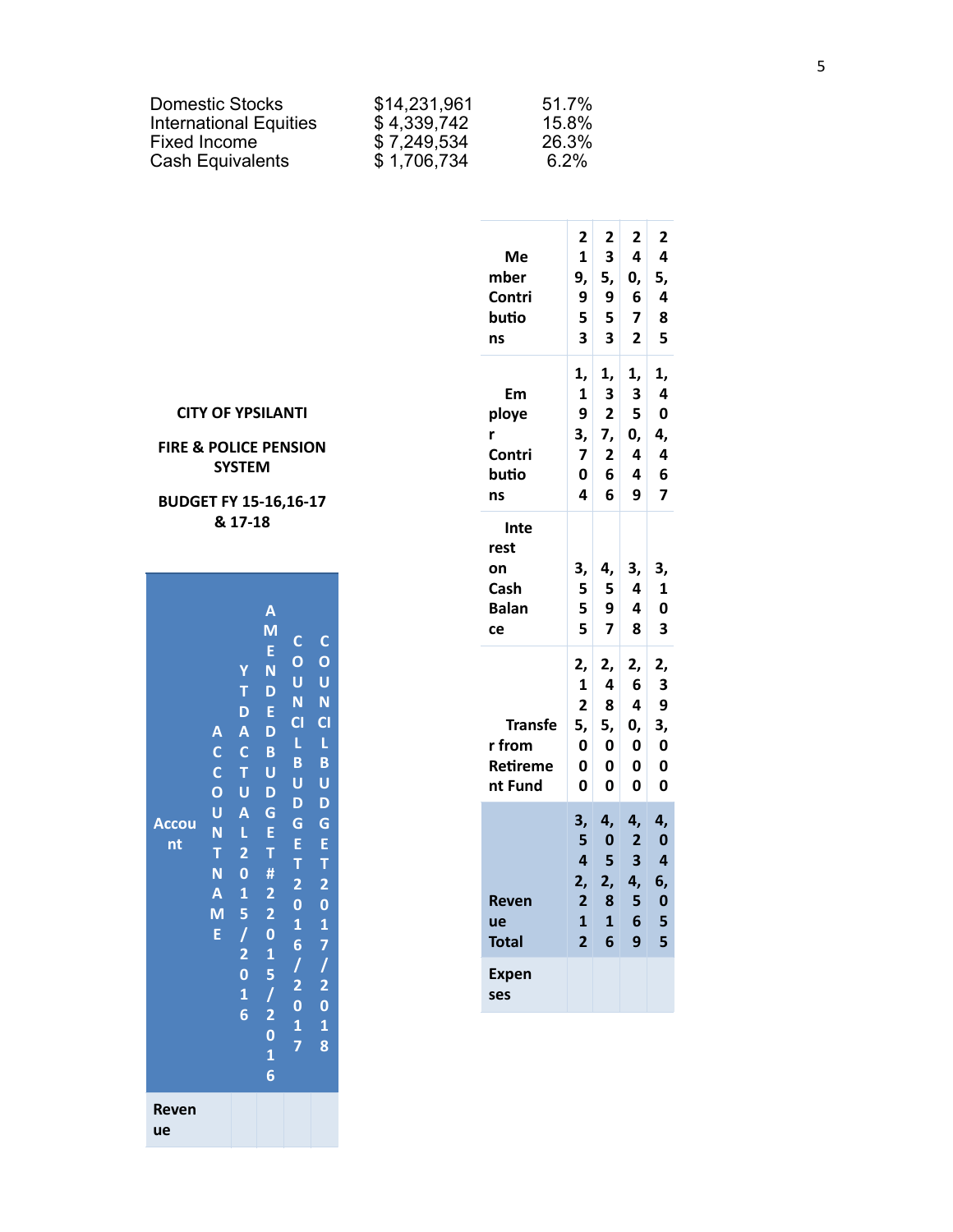| | | |
|---|---|---|
| Domestic Stocks | $14,231,961 | 51.7% |
| International Equities | $ 4,339,742 | 15.8% |
| Fixed Income | $ 7,249,534 | 26.3% |
| Cash Equivalents | $ 1,706,734 | 6.2% |

**CITY OF YPSILANTI**

**FIRE & POLICE PENSION SYSTEM**

**BUDGET FY 15-16,16-17 & 17-18**

| Account | ACCOUNT NAME | YTD ACTUAL 2015/2016 | AMENDED BUDGET #2 2015/2016 | COUNCIL BUDGET 2016/2017 | COUNCIL BUDGET 2017/2018 |
|---|---|---|---|---|---|
| **Revenue** | | | | | |
| **Member Contributions** | | 219,953 | 235,953 | 240,672 | 245,485 |
| **Employer Contributions** | | 1,193,704 | 1,327,266 | 1,350,449 | 1,404,467 |
| **Interest on Cash Balance** | | 3,555 | 4,597 | 3,448 | 3,103 |
| **Transfer from Retirement Fund** | | 2,125,000 | 2,485,000 | 2,640,000 | 2,393,000 |
| **Revenue Total** | | 3,542,212 | 4,052,816 | 4,234,569 | 4,046,055 |
| **Expenses** | | | | | |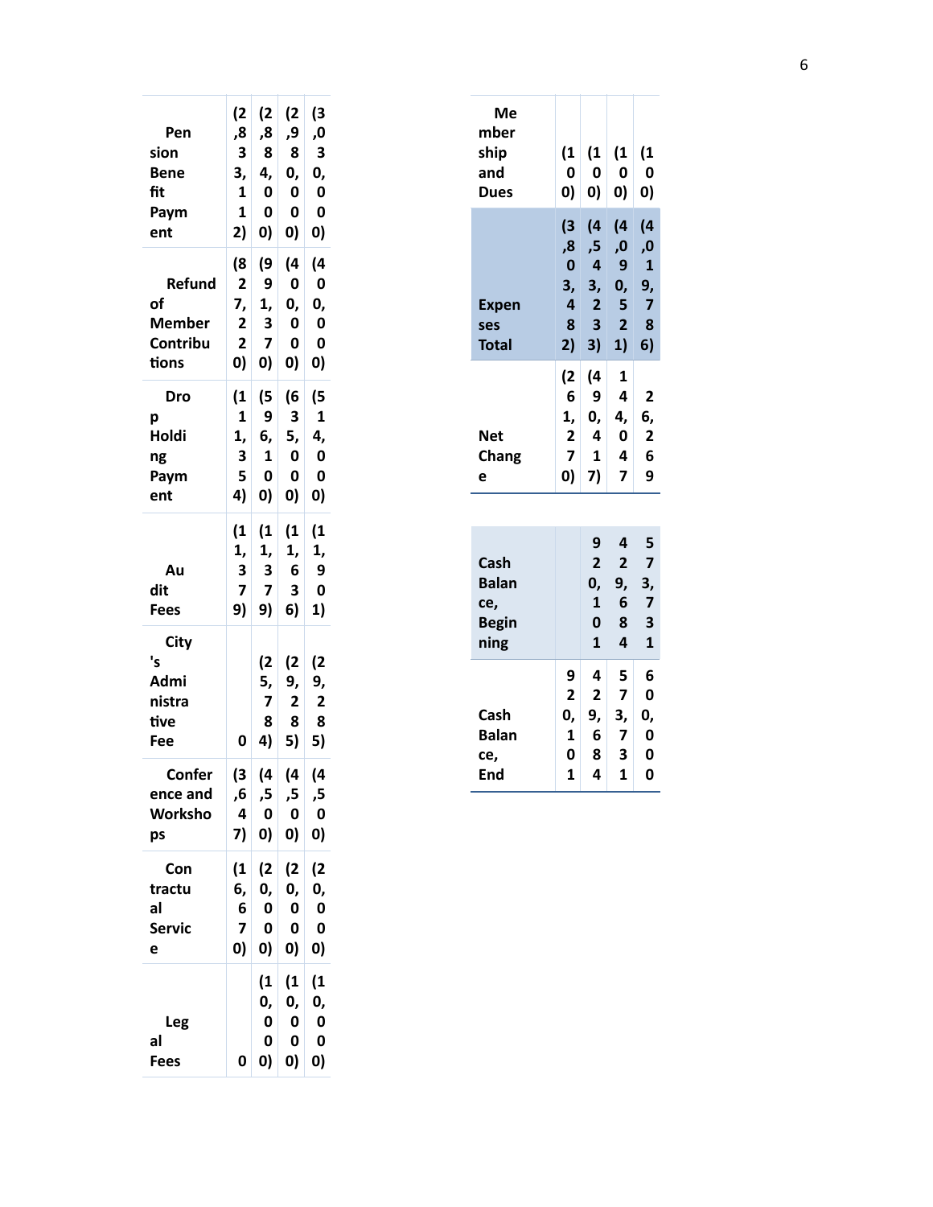| | | | | |
|---|---|---|---|---|
| Pension Benefit Payment | (2,833,112) | (2,884,000) | (2,980,000) | (3,030,000) |
| Refund of Member Contributions | (827,220) | (991,370) | (400,000) | (400,000) |
| Drop Holding Payment | (11,354) | (596,100) | (635,000) | (514,000) |
| Audit Fees | (11,379) | (11,379) | (11,636) | (11,901) |
| City's Administrative Fee | 0 | (25,784) | (29,285) | (29,285) |
| Conference and Workshops | (3,647) | (4,500) | (4,500) | (4,500) |
| Contractual Service | (16,670) | (20,000) | (20,000) | (20,000) |
| Legal Fees | 0 | (10,000) | (10,000) | (10,000) |
| Membership and Dues | (100) | (100) | (100) | (100) |
| Expenses Total | (3,803,482) | (4,543,233) | (4,090,521) | (4,019,786) |
| Net Change | (261,270) | (490,417) | 144,047 | 26,269 |

| | | | | |
|---|---|---|---|---|
| Cash Balance, Beginning | | 920,101 | 429,684 | 573,731 |
| Cash Balance, End | 920,101 | 429,684 | 573,731 | 600,000 |